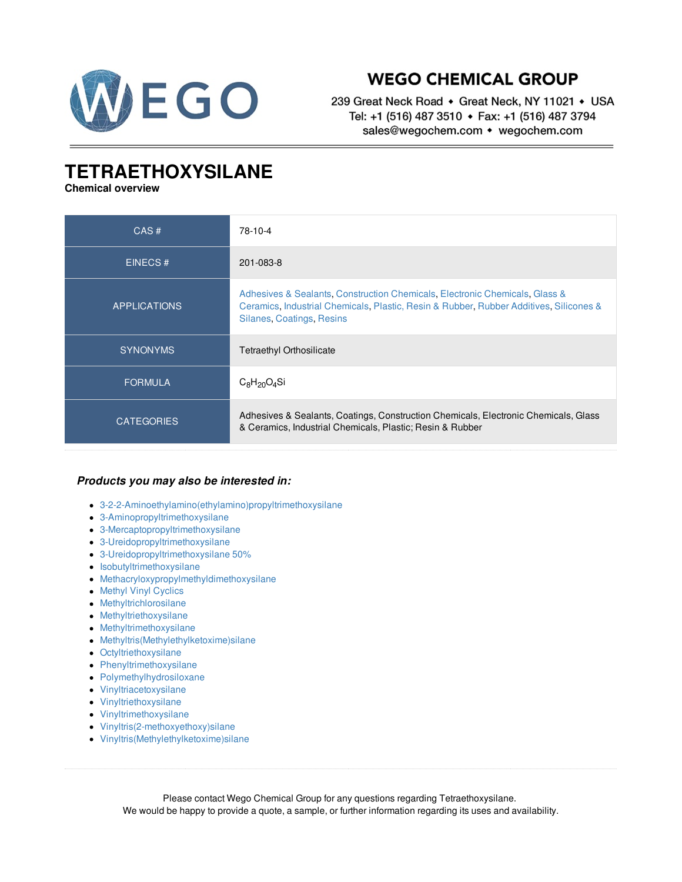# WEGO CHEMICAL GROUP

239 Great Neck Road ◆ Great Neck, NY 11021 ◆ USA
Tel: +1 (516) 487 3510 ◆ Fax: +1 (516) 487 3794
sales@wegochem.com ◆ wegochem.com

# TETRAETHOXYSILANE

**Chemical overview**

| | |
|---|---|
| CAS # | 78-10-4 |
| EINECS # | 201-083-8 |
| APPLICATIONS | Adhesives & Sealants, Construction Chemicals, Electronic Chemicals, Glass & Ceramics, Industrial Chemicals, Plastic, Resin & Rubber, Rubber Additives, Silicones & Silanes, Coatings, Resins |
| SYNONYMS | Tetraethyl Orthosilicate |
| FORMULA | $C_8H_{20}O_4Si$ |
| CATEGORIES | Adhesives & Sealants, Coatings, Construction Chemicals, Electronic Chemicals, Glass & Ceramics, Industrial Chemicals, Plastic; Resin & Rubber |

***Products you may also be interested in:***

- 3-2-2-Aminoethylamino(ethylamino)propyltrimethoxysilane
- 3-Aminopropyltrimethoxysilane
- 3-Mercaptopropyltrimethoxysilane
- 3-Ureidopropyltrimethoxysilane
- 3-Ureidopropyltrimethoxysilane 50%
- Isobutyltrimethoxysilane
- Methacryloxypropylmethyldimethoxysilane
- Methyl Vinyl Cyclics
- Methyltrichlorosilane
- Methyltriethoxysilane
- Methyltrimethoxysilane
- Methyltris(Methylethylketoxime)silane
- Octyltriethoxysilane
- Phenyltrimethoxysilane
- Polymethylhydrosiloxane
- Vinyltriacetoxysilane
- Vinyltriethoxysilane
- Vinyltrimethoxysilane
- Vinyltris(2-methoxyethoxy)silane
- Vinyltris(Methylethylketoxime)silane

Please contact Wego Chemical Group for any questions regarding Tetraethoxysilane.
We would be happy to provide a quote, a sample, or further information regarding its uses and availability.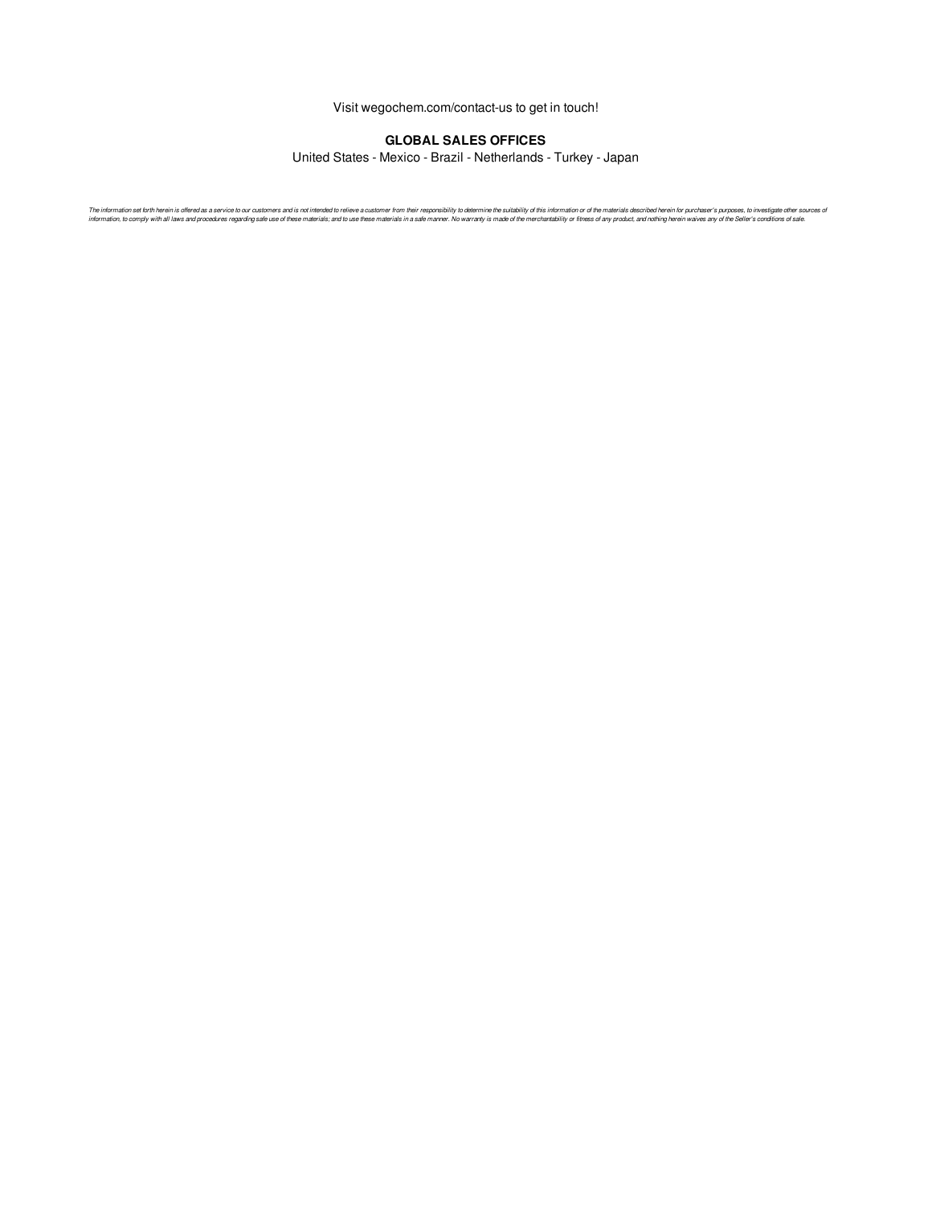Visit wegochem.com/contact-us to get in touch!

**GLOBAL SALES OFFICES**

United States - Mexico - Brazil - Netherlands - Turkey - Japan

*The information set forth herein is offered as a service to our customers and is not intended to relieve a customer from their responsibility to determine the suitability of this information or of the materials described herein for purchaser's purposes, to investigate other sources of information, to comply with all laws and procedures regarding safe use of these materials; and to use these materials in a safe manner. No warranty is made of the merchantability or fitness of any product, and nothing herein waives any of the Seller's conditions of sale.*